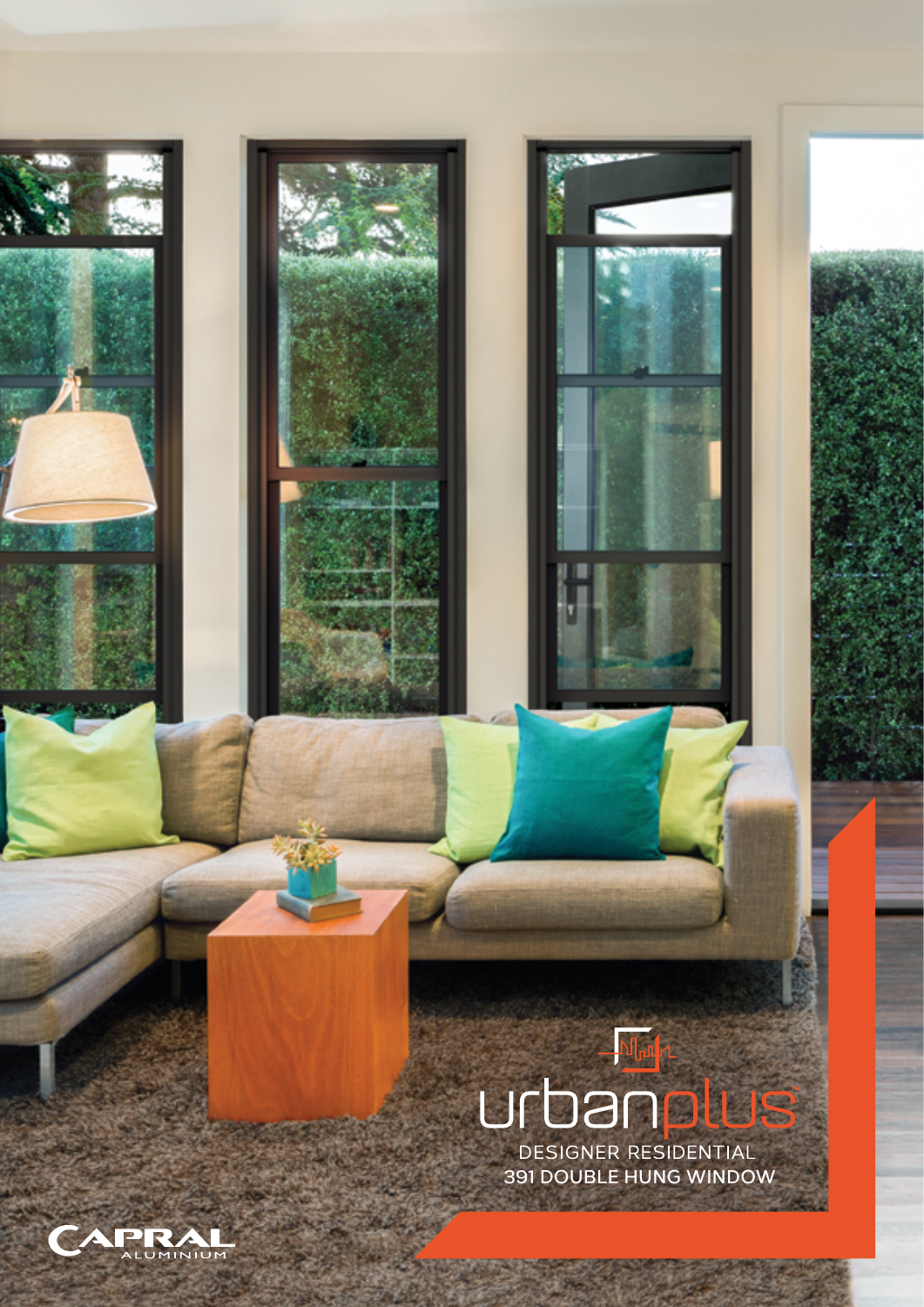# urbanplus™

DESIGNER RESIDENTIAL

391 DOUBLE HUNG WINDOW

CAPRAL ALUMINIUM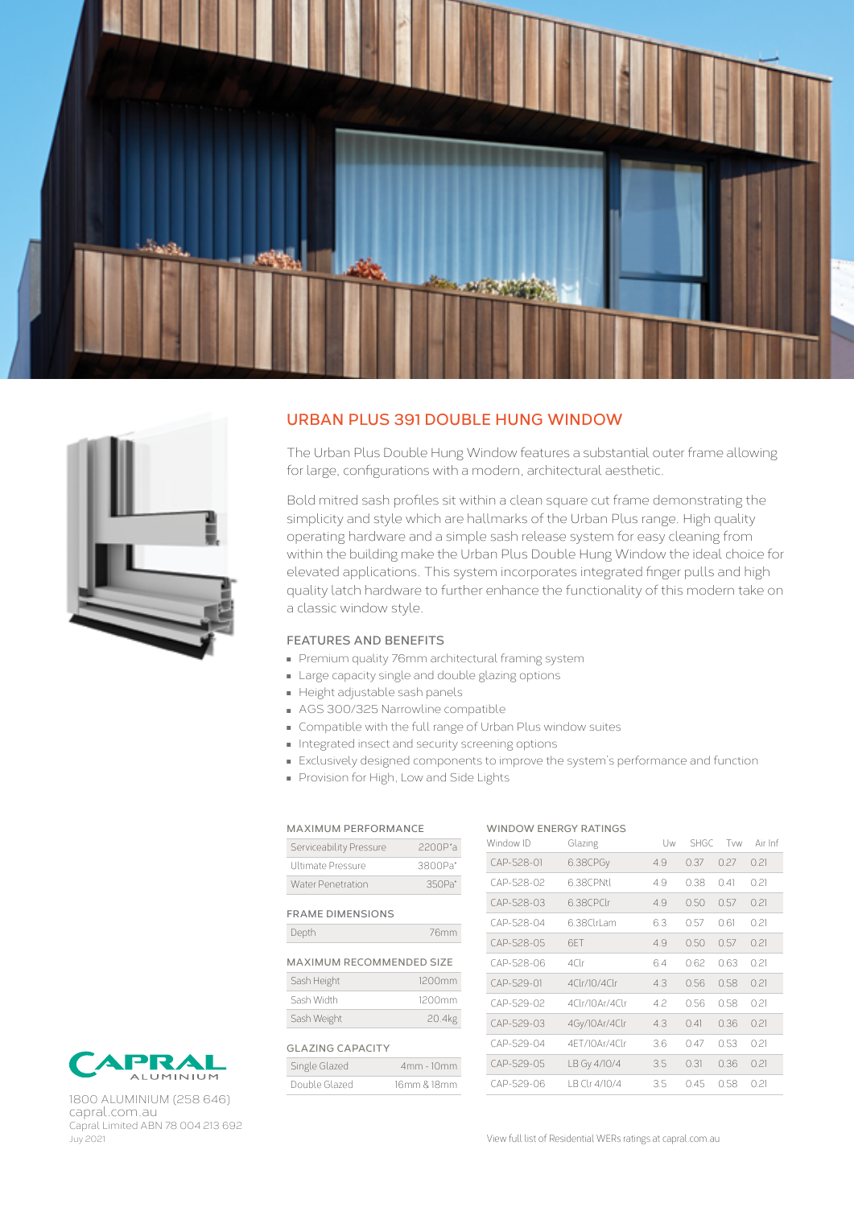## URBAN PLUS 391 DOUBLE HUNG WINDOW

The Urban Plus Double Hung Window features a substantial outer frame allowing for large, configurations with a modern, architectural aesthetic.

Bold mitred sash profiles sit within a clean square cut frame demonstrating the simplicity and style which are hallmarks of the Urban Plus range. High quality operating hardware and a simple sash release system for easy cleaning from within the building make the Urban Plus Double Hung Window the ideal choice for elevated applications. This system incorporates integrated finger pulls and high quality latch hardware to further enhance the functionality of this modern take on a classic window style.

### FEATURES AND BENEFITS

- Premium quality 76mm architectural framing system
- Large capacity single and double glazing options
- Height adjustable sash panels
- AGS 300/325 Narrowline compatible
- Compatible with the full range of Urban Plus window suites
- Integrated insect and security screening options
- Exclusively designed components to improve the system's performance and function
- Provision for High, Low and Side Lights

### MAXIMUM PERFORMANCE

| | |
|---|---|
| Serviceability Pressure | 2200P*a |
| Ultimate Pressure | 3800Pa* |
| Water Penetration | 350Pa* |

### FRAME DIMENSIONS

| | |
|---|---|
| Depth | 76mm |

### MAXIMUM RECOMMENDED SIZE

| | |
|---|---|
| Sash Height | 1200mm |
| Sash Width | 1200mm |
| Sash Weight | 20.4kg |

### GLAZING CAPACITY

| | |
|---|---|
| Single Glazed | 4mm - 10mm |
| Double Glazed | 16mm & 18mm |

### WINDOW ENERGY RATINGS

| Window ID | Glazing | Uw | SHGC | Tvw | Air Inf |
|---|---|---|---|---|---|
| CAP-528-01 | 6.38CPGy | 4.9 | 0.37 | 0.27 | 0.21 |
| CAP-528-02 | 6.38CPNtl | 4.9 | 0.38 | 0.41 | 0.21 |
| CAP-528-03 | 6.38CPClr | 4.9 | 0.50 | 0.57 | 0.21 |
| CAP-528-04 | 6.38ClrLam | 6.3 | 0.57 | 0.61 | 0.21 |
| CAP-528-05 | 6ET | 4.9 | 0.50 | 0.57 | 0.21 |
| CAP-528-06 | 4Clr | 6.4 | 0.62 | 0.63 | 0.21 |
| CAP-529-01 | 4Clr/10/4Clr | 4.3 | 0.56 | 0.58 | 0.21 |
| CAP-529-02 | 4Clr/10Ar/4Clr | 4.2 | 0.56 | 0.58 | 0.21 |
| CAP-529-03 | 4Gy/10Ar/4Clr | 4.3 | 0.41 | 0.36 | 0.21 |
| CAP-529-04 | 4ET/10Ar/4Clr | 3.6 | 0.47 | 0.53 | 0.21 |
| CAP-529-05 | LB Gy 4/10/4 | 3.5 | 0.31 | 0.36 | 0.21 |
| CAP-529-06 | LB Clr 4/10/4 | 3.5 | 0.45 | 0.58 | 0.21 |

View full list of Residential WERs ratings at capral.com.au

CAPRAL ALUMINIUM

1800 ALUMINIUM (258 646)
capral.com.au
Capral Limited ABN 78 004 213 692
July 2021